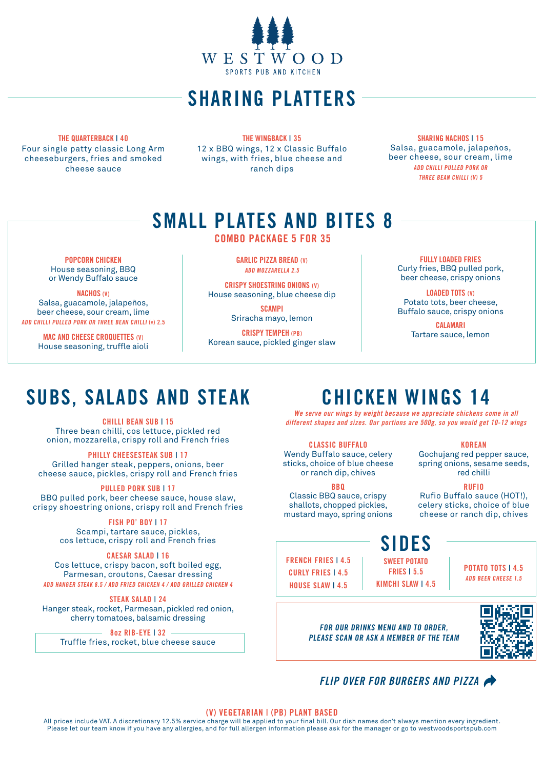# WESTWOOD

SPORTS PUB AND KITCHEN

## SHARING PLATTERS

**THE QUARTERBACK | 40**
Four single patty classic Long Arm cheeseburgers, fries and smoked cheese sauce

**THE WINGBACK | 35**
12 x BBQ wings, 12 x Classic Buffalo wings, with fries, blue cheese and ranch dips

**SHARING NACHOS | 15**
Salsa, guacamole, jalapeños, beer cheese, sour cream, lime
*ADD CHILLI PULLED PORK OR THREE BEAN CHILLI (V) 5*

## SMALL PLATES AND BITES 8

**COMBO PACKAGE 5 FOR 35**

**POPCORN CHICKEN**
House seasoning, BBQ or Wendy Buffalo sauce

**NACHOS (V)**
Salsa, guacamole, jalapeños, beer cheese, sour cream, lime
*ADD CHILLI PULLED PORK OR THREE BEAN CHILLI (V) 2.5*

**MAC AND CHEESE CROQUETTES (V)**
House seasoning, truffle aioli

**GARLIC PIZZA BREAD (V)**
*ADD MOZZARELLA 2.5*

**CRISPY SHOESTRING ONIONS (V)**
House seasoning, blue cheese dip

**SCAMPI**
Sriracha mayo, lemon

**CRISPY TEMPEH (PB)**
Korean sauce, pickled ginger slaw

**FULLY LOADED FRIES**
Curly fries, BBQ pulled pork, beer cheese, crispy onions

**LOADED TOTS (V)**
Potato tots, beer cheese, Buffalo sauce, crispy onions

**CALAMARI**
Tartare sauce, lemon

## SUBS, SALADS AND STEAK

**CHILLI BEAN SUB | 15**
Three bean chilli, cos lettuce, pickled red onion, mozzarella, crispy roll and French fries

**PHILLY CHEESESTEAK SUB | 17**
Grilled hanger steak, peppers, onions, beer cheese sauce, pickles, crispy roll and French fries

**PULLED PORK SUB | 17**
BBQ pulled pork, beer cheese sauce, house slaw, crispy shoestring onions, crispy roll and French fries

**FISH PO' BOY | 17**
Scampi, tartare sauce, pickles, cos lettuce, crispy roll and French fries

**CAESAR SALAD | 16**
Cos lettuce, crispy bacon, soft boiled egg, Parmesan, croutons, Caesar dressing
*ADD HANGER STEAK 8.5 / ADD FRIED CHICKEN 4 / ADD GRILLED CHICKEN 4*

**STEAK SALAD | 24**
Hanger steak, rocket, Parmesan, pickled red onion, cherry tomatoes, balsamic dressing

**8oz RIB-EYE | 32**
Truffle fries, rocket, blue cheese sauce

## CHICKEN WINGS 14

*We serve our wings by weight because we appreciate chickens come in all different shapes and sizes. Our portions are 500g, so you would get 10-12 wings*

**CLASSIC BUFFALO**
Wendy Buffalo sauce, celery sticks, choice of blue cheese or ranch dip, chives

**BBQ**
Classic BBQ sauce, crispy shallots, chopped pickles, mustard mayo, spring onions

**KOREAN**
Gochujang red pepper sauce, spring onions, sesame seeds, red chilli

**RUFIO**
Rufio Buffalo sauce (HOT!), celery sticks, choice of blue cheese or ranch dip, chives

## SIDES

**FRENCH FRIES | 4.5**
**CURLY FRIES | 4.5**
**HOUSE SLAW | 4.5**
**SWEET POTATO FRIES | 5.5**
**KIMCHI SLAW | 4.5**
**POTATO TOTS | 4.5**
*ADD BEER CHEESE 1.5*

*FOR OUR DRINKS MENU AND TO ORDER, PLEASE SCAN OR ASK A MEMBER OF THE TEAM*

*FLIP OVER FOR BURGERS AND PIZZA*

**(V) VEGETARIAN | (PB) PLANT BASED**

All prices include VAT. A discretionary 12.5% service charge will be applied to your final bill. Our dish names don't always mention every ingredient. Please let our team know if you have any allergies, and for full allergen information please ask for the manager or go to westwoodsportspub.com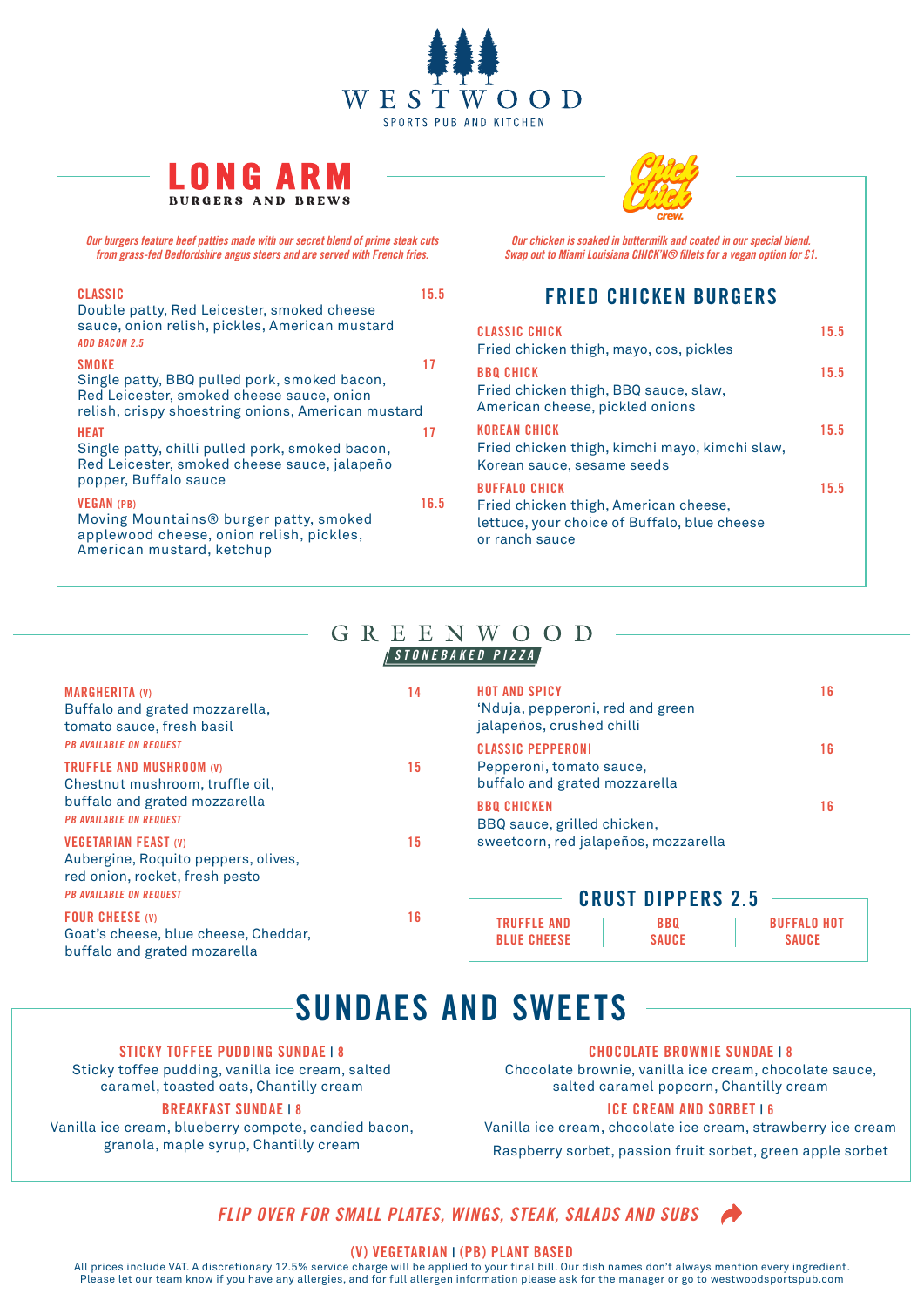# WESTWOOD

SPORTS PUB AND KITCHEN

## LONG ARM

BURGERS AND BREWS

*Our burgers feature beef patties made with our secret blend of prime steak cuts from grass-fed Bedfordshire angus steers and are served with French fries.*

**CLASSIC** 15.5
Double patty, Red Leicester, smoked cheese sauce, onion relish, pickles, American mustard
*ADD BACON 2.5*

**SMOKE** 17
Single patty, BBQ pulled pork, smoked bacon, Red Leicester, smoked cheese sauce, onion relish, crispy shoestring onions, American mustard

**HEAT** 17
Single patty, chilli pulled pork, smoked bacon, Red Leicester, smoked cheese sauce, jalapeño popper, Buffalo sauce

**VEGAN (PB)** 16.5
Moving Mountains® burger patty, smoked applewood cheese, onion relish, pickles, American mustard, ketchup

## Chick Chick crew.

*Our chicken is soaked in buttermilk and coated in our special blend. Swap out to Miami Louisiana CHICK'N® fillets for a vegan option for £1.*

### FRIED CHICKEN BURGERS

**CLASSIC CHICK** 15.5
Fried chicken thigh, mayo, cos, pickles

**BBQ CHICK** 15.5
Fried chicken thigh, BBQ sauce, slaw, American cheese, pickled onions

**KOREAN CHICK** 15.5
Fried chicken thigh, kimchi mayo, kimchi slaw, Korean sauce, sesame seeds

**BUFFALO CHICK** 15.5
Fried chicken thigh, American cheese, lettuce, your choice of Buffalo, blue cheese or ranch sauce

## GREENWOOD

STONEBAKED PIZZA

**MARGHERITA (V)** 14
Buffalo and grated mozzarella, tomato sauce, fresh basil
*PB AVAILABLE ON REQUEST*

**TRUFFLE AND MUSHROOM (V)** 15
Chestnut mushroom, truffle oil, buffalo and grated mozzarella
*PB AVAILABLE ON REQUEST*

**VEGETARIAN FEAST (V)** 15
Aubergine, Roquito peppers, olives, red onion, rocket, fresh pesto
*PB AVAILABLE ON REQUEST*

**FOUR CHEESE (V)** 16
Goat's cheese, blue cheese, Cheddar, buffalo and grated mozarella

**HOT AND SPICY** 16
'Nduja, pepperoni, red and green jalapeños, crushed chilli

**CLASSIC PEPPERONI** 16
Pepperoni, tomato sauce, buffalo and grated mozzarella

**BBQ CHICKEN** 16
BBQ sauce, grilled chicken, sweetcorn, red jalapeños, mozzarella

### CRUST DIPPERS 2.5

TRUFFLE AND BLUE CHEESE | BBQ SAUCE | BUFFALO HOT SAUCE

## SUNDAES AND SWEETS

**STICKY TOFFEE PUDDING SUNDAE | 8**
Sticky toffee pudding, vanilla ice cream, salted caramel, toasted oats, Chantilly cream

**BREAKFAST SUNDAE | 8**
Vanilla ice cream, blueberry compote, candied bacon, granola, maple syrup, Chantilly cream

**CHOCOLATE BROWNIE SUNDAE | 8**
Chocolate brownie, vanilla ice cream, chocolate sauce, salted caramel popcorn, Chantilly cream

**ICE CREAM AND SORBET | 6**
Vanilla ice cream, chocolate ice cream, strawberry ice cream
Raspberry sorbet, passion fruit sorbet, green apple sorbet

*FLIP OVER FOR SMALL PLATES, WINGS, STEAK, SALADS AND SUBS*

**(V) VEGETARIAN | (PB) PLANT BASED**

All prices include VAT. A discretionary 12.5% service charge will be applied to your final bill. Our dish names don't always mention every ingredient. Please let our team know if you have any allergies, and for full allergen information please ask for the manager or go to westwoodsportspub.com